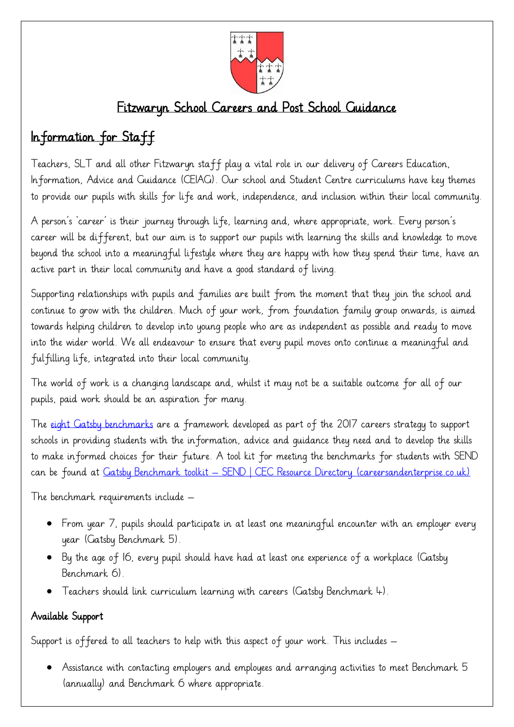# Fitzwaryn School Careers and Post School Guidance

## Information for Staff

Teachers, SLT and all other Fitzwaryn staff play a vital role in our delivery of Careers Education, Information, Advice and Guidance (CEIAG). Our school and Student Centre curriculums have key themes to provide our pupils with skills for life and work, independence, and inclusion within their local community.

A person's 'career' is their journey through life, learning and, where appropriate, work. Every person's career will be different, but our aim is to support our pupils with learning the skills and knowledge to move beyond the school into a meaningful lifestyle where they are happy with how they spend their time, have an active part in their local community and have a good standard of living.

Supporting relationships with pupils and families are built from the moment that they join the school and continue to grow with the children. Much of your work, from foundation family group onwards, is aimed towards helping children to develop into young people who are as independent as possible and ready to move into the wider world. We all endeavour to ensure that every pupil moves onto continue a meaningful and fulfilling life, integrated into their local community.

The world of work is a changing landscape and, whilst it may not be a suitable outcome for all of our pupils, paid work should be an aspiration for many.

The eight Gatsby benchmarks are a framework developed as part of the 2017 careers strategy to support schools in providing students with the information, advice and guidance they need and to develop the skills to make informed choices for their future. A tool kit for meeting the benchmarks for students with SEND can be found at Gatsby Benchmark toolkit – SEND | CEC Resource Directory (careersandenterprise.co.uk)

The benchmark requirements include –

- From year 7, pupils should participate in at least one meaningful encounter with an employer every year (Gatsby Benchmark 5).
- By the age of 16, every pupil should have had at least one experience of a workplace (Gatsby Benchmark 6).
- Teachers should link curriculum learning with careers (Gatsby Benchmark 4).

### Available Support

Support is offered to all teachers to help with this aspect of your work. This includes –

- Assistance with contacting employers and employees and arranging activities to meet Benchmark 5 (annually) and Benchmark 6 where appropriate.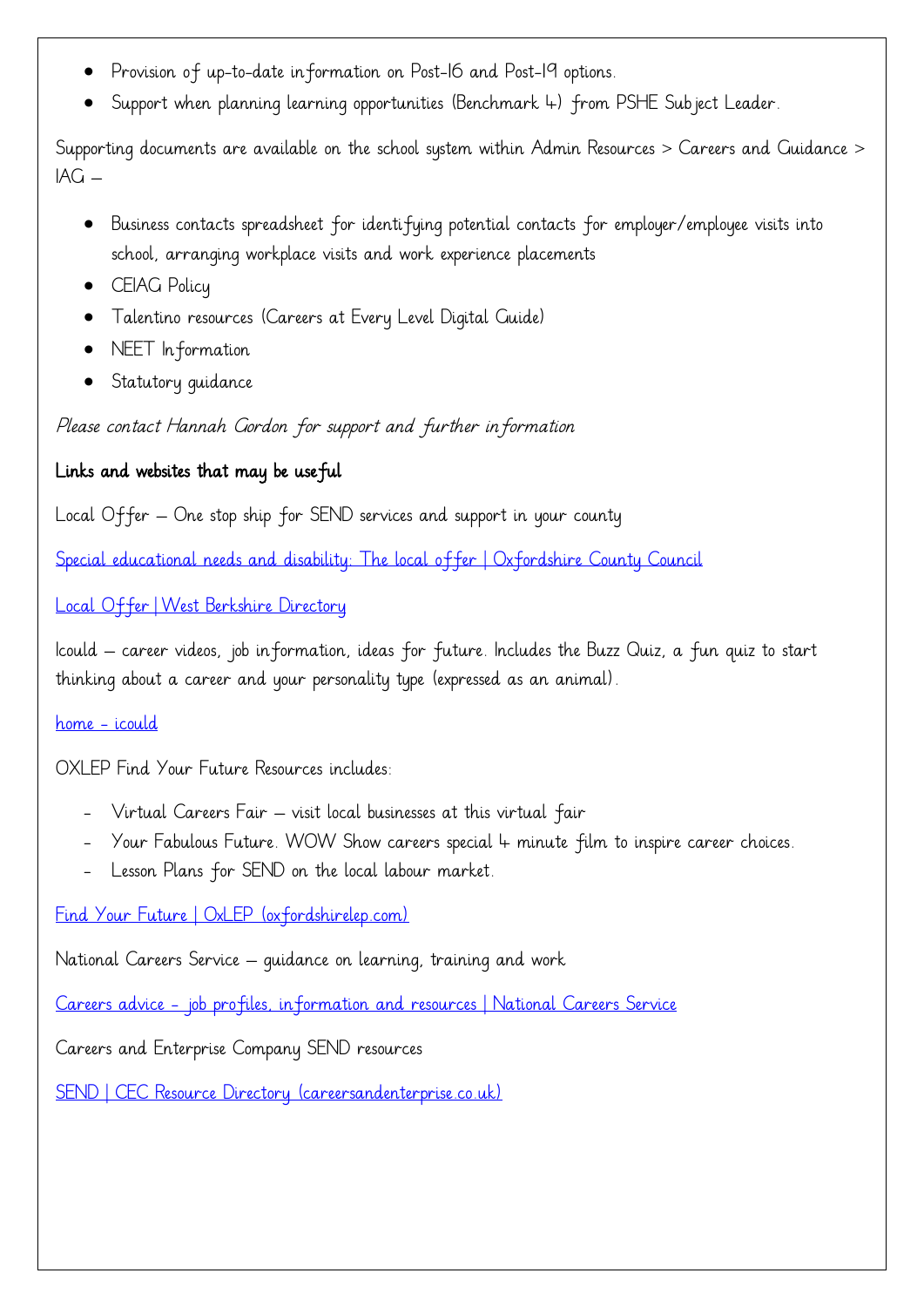- Provision of up-to-date information on Post-16 and Post-19 options.
- Support when planning learning opportunities (Benchmark 4) from PSHE Subject Leader.

Supporting documents are available on the school system within Admin Resources > Careers and Guidance > IAG –

- Business contacts spreadsheet for identifying potential contacts for employer/employee visits into school, arranging workplace visits and work experience placements
- CEIAG Policy
- Talentino resources (Careers at Every Level Digital Guide)
- NEET Information
- Statutory guidance

*Please contact Hannah Gordon for support and further information*

**Links and websites that may be useful**

Local Offer – One stop ship for SEND services and support in your county

[Special educational needs and disability: The local offer | Oxfordshire County Council]()

[Local Offer | West Berkshire Directory]()

Icould – career videos, job information, ideas for future. Includes the Buzz Quiz, a fun quiz to start thinking about a career and your personality type (expressed as an animal).

[home - icould]()

OXLEP Find Your Future Resources includes:

- Virtual Careers Fair – visit local businesses at this virtual fair
- Your Fabulous Future. WOW Show careers special 4 minute film to inspire career choices.
- Lesson Plans for SEND on the local labour market.

[Find Your Future | OxLEP (oxfordshirelep.com)]()

National Careers Service – guidance on learning, training and work

[Careers advice - job profiles, information and resources | National Careers Service]()

Careers and Enterprise Company SEND resources

[SEND | CEC Resource Directory (careersandenterprise.co.uk)]()